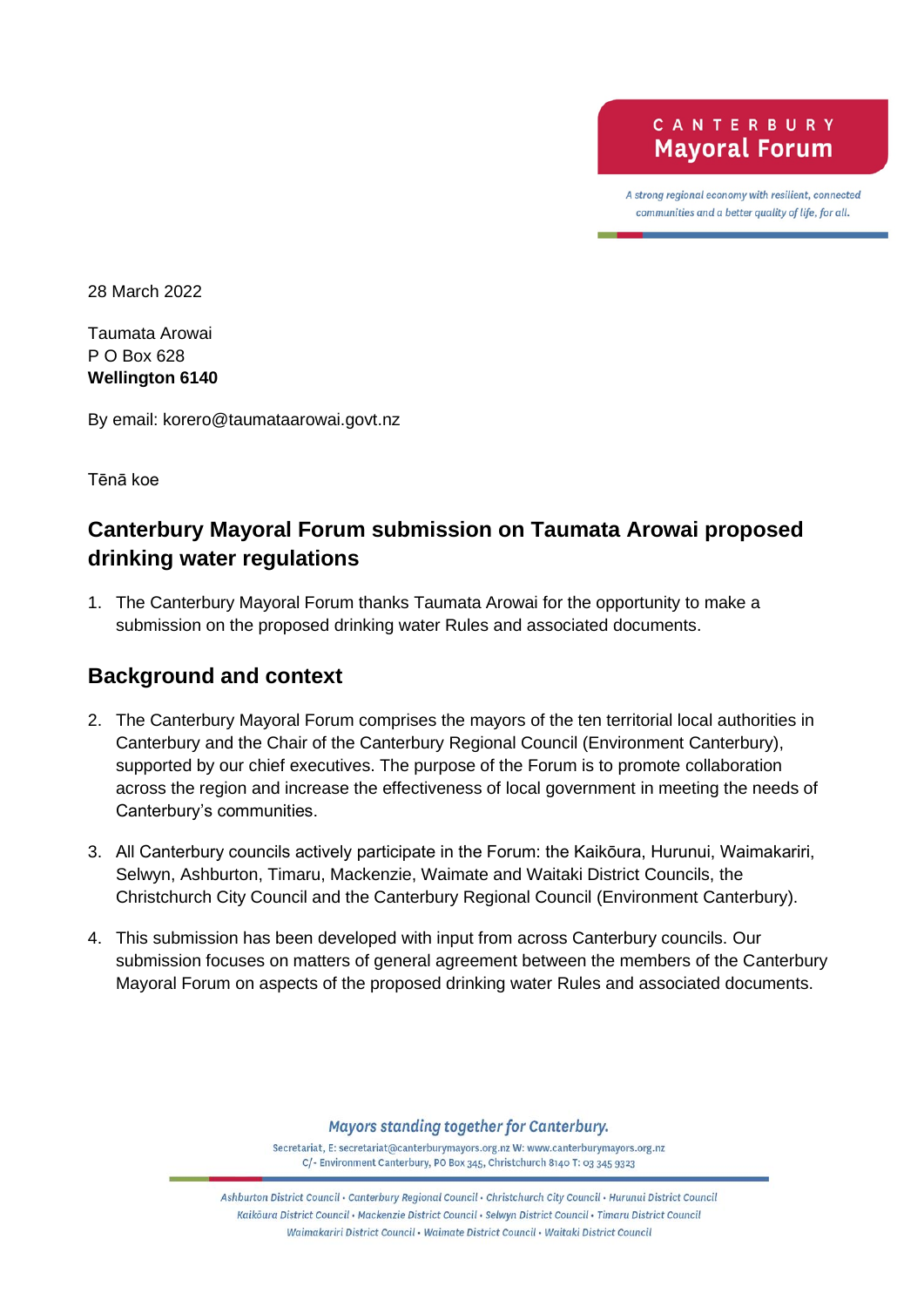CANTERBURY Mayoral Forum

*A strong regional economy with resilient, connected communities and a better quality of life, for all.*

28 March 2022

Taumata Arowai
P O Box 628
**Wellington 6140**

By email: korero@taumataarowai.govt.nz

Tēnā koe

## Canterbury Mayoral Forum submission on Taumata Arowai proposed drinking water regulations

1. The Canterbury Mayoral Forum thanks Taumata Arowai for the opportunity to make a submission on the proposed drinking water Rules and associated documents.

## Background and context

2. The Canterbury Mayoral Forum comprises the mayors of the ten territorial local authorities in Canterbury and the Chair of the Canterbury Regional Council (Environment Canterbury), supported by our chief executives. The purpose of the Forum is to promote collaboration across the region and increase the effectiveness of local government in meeting the needs of Canterbury's communities.

3. All Canterbury councils actively participate in the Forum: the Kaikōura, Hurunui, Waimakariri, Selwyn, Ashburton, Timaru, Mackenzie, Waimate and Waitaki District Councils, the Christchurch City Council and the Canterbury Regional Council (Environment Canterbury).

4. This submission has been developed with input from across Canterbury councils. Our submission focuses on matters of general agreement between the members of the Canterbury Mayoral Forum on aspects of the proposed drinking water Rules and associated documents.

*Mayors standing together for Canterbury.*

Secretariat, E: secretariat@canterburymayors.org.nz W: www.canterburymayors.org.nz
C/- Environment Canterbury, PO Box 345, Christchurch 8140 T: 03 345 9323

*Ashburton District Council • Canterbury Regional Council • Christchurch City Council • Hurunui District Council
Kaikōura District Council • Mackenzie District Council • Selwyn District Council • Timaru District Council
Waimakariri District Council • Waimate District Council • Waitaki District Council*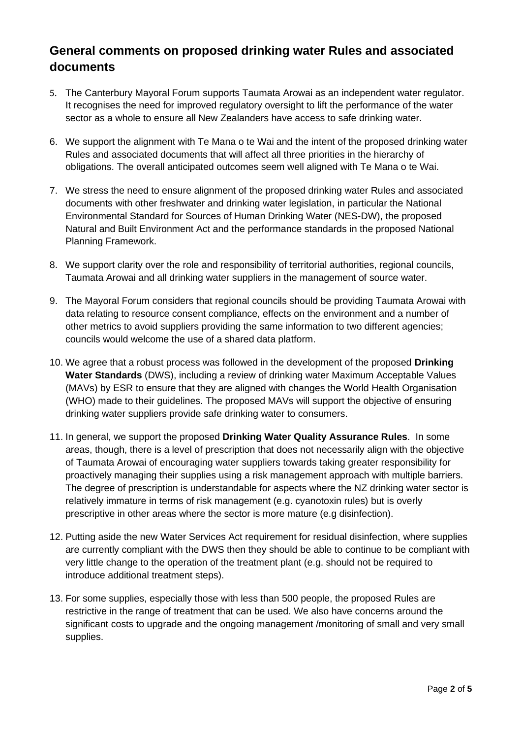## General comments on proposed drinking water Rules and associated documents

5. The Canterbury Mayoral Forum supports Taumata Arowai as an independent water regulator. It recognises the need for improved regulatory oversight to lift the performance of the water sector as a whole to ensure all New Zealanders have access to safe drinking water.

6. We support the alignment with Te Mana o te Wai and the intent of the proposed drinking water Rules and associated documents that will affect all three priorities in the hierarchy of obligations. The overall anticipated outcomes seem well aligned with Te Mana o te Wai.

7. We stress the need to ensure alignment of the proposed drinking water Rules and associated documents with other freshwater and drinking water legislation, in particular the National Environmental Standard for Sources of Human Drinking Water (NES-DW), the proposed Natural and Built Environment Act and the performance standards in the proposed National Planning Framework.

8. We support clarity over the role and responsibility of territorial authorities, regional councils, Taumata Arowai and all drinking water suppliers in the management of source water.

9. The Mayoral Forum considers that regional councils should be providing Taumata Arowai with data relating to resource consent compliance, effects on the environment and a number of other metrics to avoid suppliers providing the same information to two different agencies; councils would welcome the use of a shared data platform.

10. We agree that a robust process was followed in the development of the proposed **Drinking Water Standards** (DWS), including a review of drinking water Maximum Acceptable Values (MAVs) by ESR to ensure that they are aligned with changes the World Health Organisation (WHO) made to their guidelines. The proposed MAVs will support the objective of ensuring drinking water suppliers provide safe drinking water to consumers.

11. In general, we support the proposed **Drinking Water Quality Assurance Rules**. In some areas, though, there is a level of prescription that does not necessarily align with the objective of Taumata Arowai of encouraging water suppliers towards taking greater responsibility for proactively managing their supplies using a risk management approach with multiple barriers. The degree of prescription is understandable for aspects where the NZ drinking water sector is relatively immature in terms of risk management (e.g. cyanotoxin rules) but is overly prescriptive in other areas where the sector is more mature (e.g disinfection).

12. Putting aside the new Water Services Act requirement for residual disinfection, where supplies are currently compliant with the DWS then they should be able to continue to be compliant with very little change to the operation of the treatment plant (e.g. should not be required to introduce additional treatment steps).

13. For some supplies, especially those with less than 500 people, the proposed Rules are restrictive in the range of treatment that can be used. We also have concerns around the significant costs to upgrade and the ongoing management /monitoring of small and very small supplies.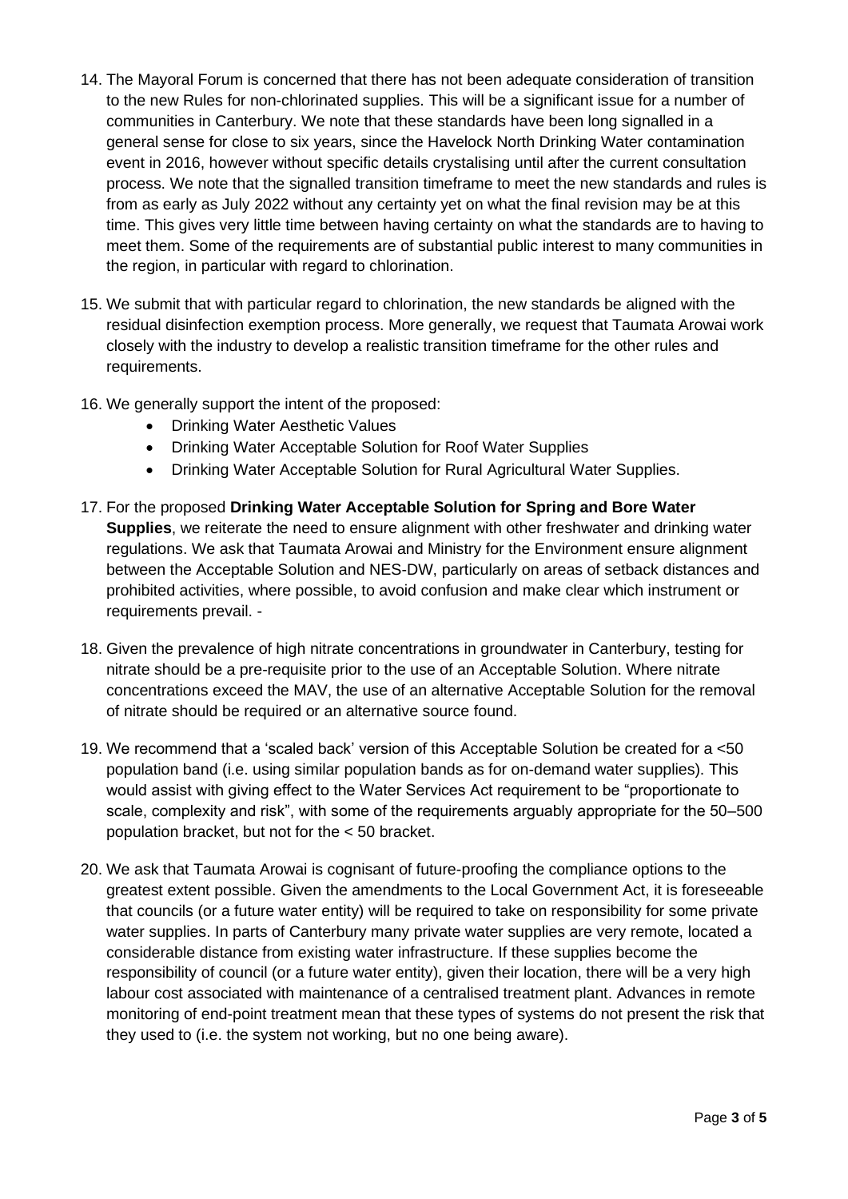14. The Mayoral Forum is concerned that there has not been adequate consideration of transition to the new Rules for non-chlorinated supplies. This will be a significant issue for a number of communities in Canterbury. We note that these standards have been long signalled in a general sense for close to six years, since the Havelock North Drinking Water contamination event in 2016, however without specific details crystalising until after the current consultation process. We note that the signalled transition timeframe to meet the new standards and rules is from as early as July 2022 without any certainty yet on what the final revision may be at this time. This gives very little time between having certainty on what the standards are to having to meet them. Some of the requirements are of substantial public interest to many communities in the region, in particular with regard to chlorination.

15. We submit that with particular regard to chlorination, the new standards be aligned with the residual disinfection exemption process. More generally, we request that Taumata Arowai work closely with the industry to develop a realistic transition timeframe for the other rules and requirements.

16. We generally support the intent of the proposed:
    - Drinking Water Aesthetic Values
    - Drinking Water Acceptable Solution for Roof Water Supplies
    - Drinking Water Acceptable Solution for Rural Agricultural Water Supplies.

17. For the proposed **Drinking Water Acceptable Solution for Spring and Bore Water Supplies**, we reiterate the need to ensure alignment with other freshwater and drinking water regulations. We ask that Taumata Arowai and Ministry for the Environment ensure alignment between the Acceptable Solution and NES-DW, particularly on areas of setback distances and prohibited activities, where possible, to avoid confusion and make clear which instrument or requirements prevail. -

18. Given the prevalence of high nitrate concentrations in groundwater in Canterbury, testing for nitrate should be a pre-requisite prior to the use of an Acceptable Solution. Where nitrate concentrations exceed the MAV, the use of an alternative Acceptable Solution for the removal of nitrate should be required or an alternative source found.

19. We recommend that a 'scaled back' version of this Acceptable Solution be created for a <50 population band (i.e. using similar population bands as for on-demand water supplies). This would assist with giving effect to the Water Services Act requirement to be "proportionate to scale, complexity and risk", with some of the requirements arguably appropriate for the 50–500 population bracket, but not for the < 50 bracket.

20. We ask that Taumata Arowai is cognisant of future-proofing the compliance options to the greatest extent possible. Given the amendments to the Local Government Act, it is foreseeable that councils (or a future water entity) will be required to take on responsibility for some private water supplies. In parts of Canterbury many private water supplies are very remote, located a considerable distance from existing water infrastructure. If these supplies become the responsibility of council (or a future water entity), given their location, there will be a very high labour cost associated with maintenance of a centralised treatment plant. Advances in remote monitoring of end-point treatment mean that these types of systems do not present the risk that they used to (i.e. the system not working, but no one being aware).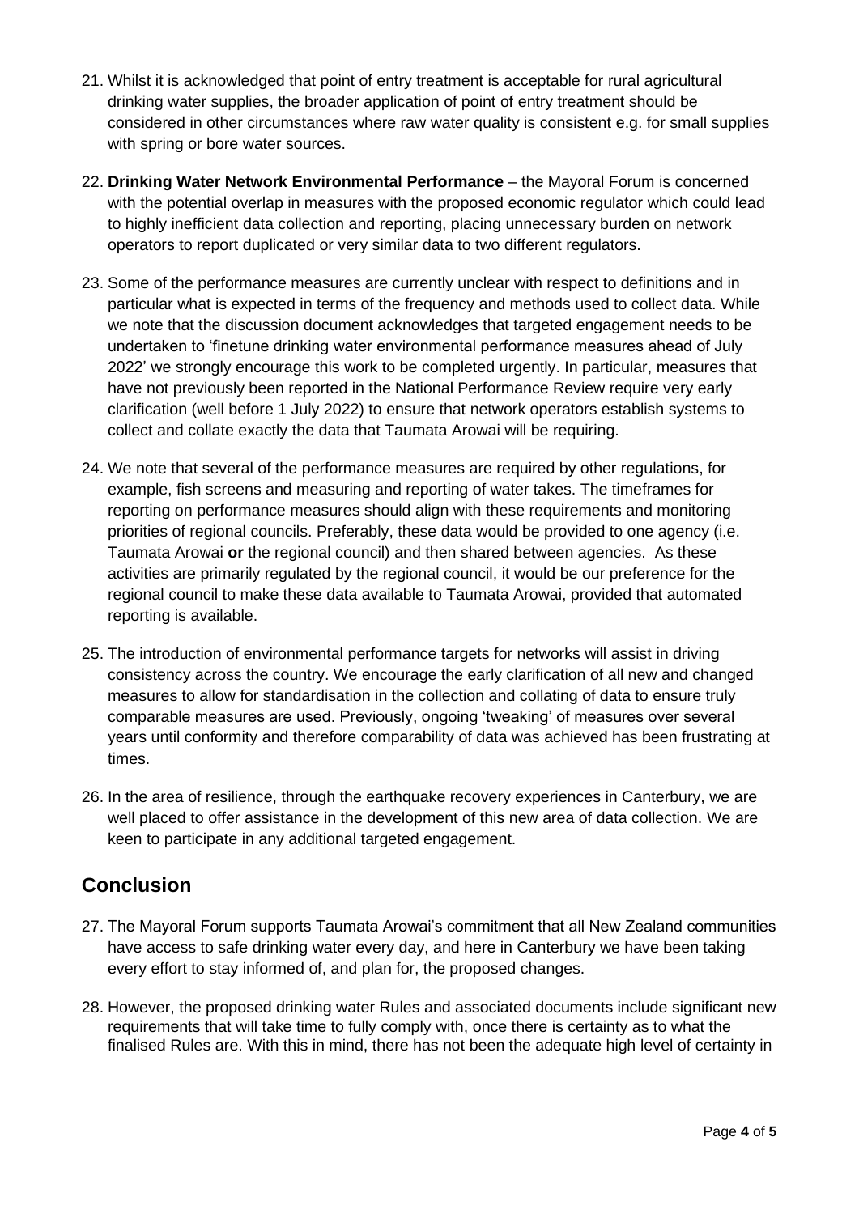21. Whilst it is acknowledged that point of entry treatment is acceptable for rural agricultural drinking water supplies, the broader application of point of entry treatment should be considered in other circumstances where raw water quality is consistent e.g. for small supplies with spring or bore water sources.

22. **Drinking Water Network Environmental Performance** – the Mayoral Forum is concerned with the potential overlap in measures with the proposed economic regulator which could lead to highly inefficient data collection and reporting, placing unnecessary burden on network operators to report duplicated or very similar data to two different regulators.

23. Some of the performance measures are currently unclear with respect to definitions and in particular what is expected in terms of the frequency and methods used to collect data. While we note that the discussion document acknowledges that targeted engagement needs to be undertaken to 'finetune drinking water environmental performance measures ahead of July 2022' we strongly encourage this work to be completed urgently. In particular, measures that have not previously been reported in the National Performance Review require very early clarification (well before 1 July 2022) to ensure that network operators establish systems to collect and collate exactly the data that Taumata Arowai will be requiring.

24. We note that several of the performance measures are required by other regulations, for example, fish screens and measuring and reporting of water takes. The timeframes for reporting on performance measures should align with these requirements and monitoring priorities of regional councils. Preferably, these data would be provided to one agency (i.e. Taumata Arowai **or** the regional council) and then shared between agencies. As these activities are primarily regulated by the regional council, it would be our preference for the regional council to make these data available to Taumata Arowai, provided that automated reporting is available.

25. The introduction of environmental performance targets for networks will assist in driving consistency across the country. We encourage the early clarification of all new and changed measures to allow for standardisation in the collection and collating of data to ensure truly comparable measures are used. Previously, ongoing 'tweaking' of measures over several years until conformity and therefore comparability of data was achieved has been frustrating at times.

26. In the area of resilience, through the earthquake recovery experiences in Canterbury, we are well placed to offer assistance in the development of this new area of data collection. We are keen to participate in any additional targeted engagement.

## Conclusion

27. The Mayoral Forum supports Taumata Arowai's commitment that all New Zealand communities have access to safe drinking water every day, and here in Canterbury we have been taking every effort to stay informed of, and plan for, the proposed changes.

28. However, the proposed drinking water Rules and associated documents include significant new requirements that will take time to fully comply with, once there is certainty as to what the finalised Rules are. With this in mind, there has not been the adequate high level of certainty in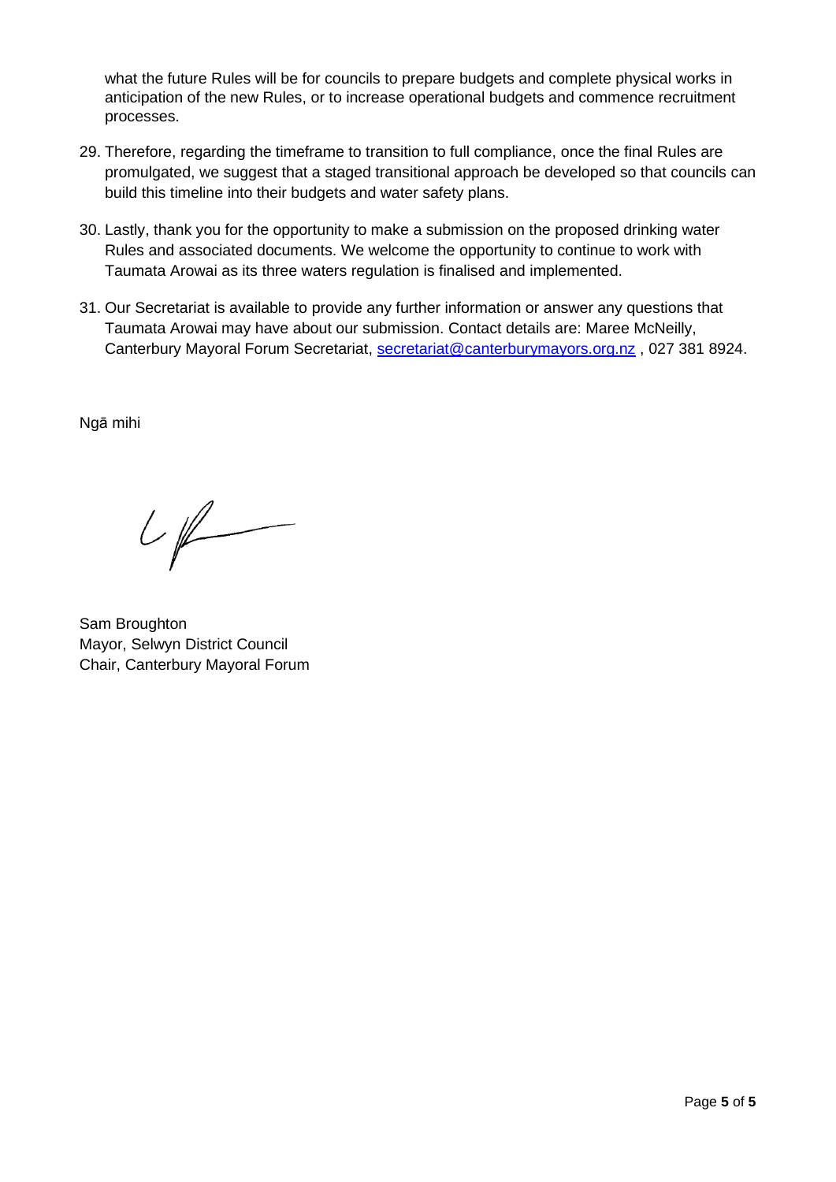what the future Rules will be for councils to prepare budgets and complete physical works in anticipation of the new Rules, or to increase operational budgets and commence recruitment processes.

29. Therefore, regarding the timeframe to transition to full compliance, once the final Rules are promulgated, we suggest that a staged transitional approach be developed so that councils can build this timeline into their budgets and water safety plans.

30. Lastly, thank you for the opportunity to make a submission on the proposed drinking water Rules and associated documents. We welcome the opportunity to continue to work with Taumata Arowai as its three waters regulation is finalised and implemented.

31. Our Secretariat is available to provide any further information or answer any questions that Taumata Arowai may have about our submission. Contact details are: Maree McNeilly, Canterbury Mayoral Forum Secretariat, secretariat@canterburymayors.org.nz , 027 381 8924.

Ngā mihi

Sam Broughton
Mayor, Selwyn District Council
Chair, Canterbury Mayoral Forum